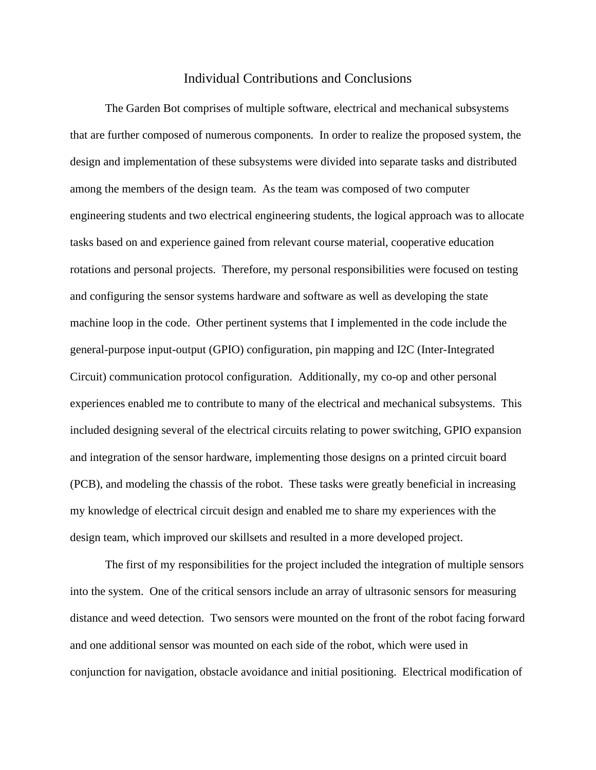# Individual Contributions and Conclusions

The Garden Bot comprises of multiple software, electrical and mechanical subsystems that are further composed of numerous components. In order to realize the proposed system, the design and implementation of these subsystems were divided into separate tasks and distributed among the members of the design team. As the team was composed of two computer engineering students and two electrical engineering students, the logical approach was to allocate tasks based on and experience gained from relevant course material, cooperative education rotations and personal projects. Therefore, my personal responsibilities were focused on testing and configuring the sensor systems hardware and software as well as developing the state machine loop in the code. Other pertinent systems that I implemented in the code include the general-purpose input-output (GPIO) configuration, pin mapping and I2C (Inter-Integrated Circuit) communication protocol configuration. Additionally, my co-op and other personal experiences enabled me to contribute to many of the electrical and mechanical subsystems. This included designing several of the electrical circuits relating to power switching, GPIO expansion and integration of the sensor hardware, implementing those designs on a printed circuit board (PCB), and modeling the chassis of the robot. These tasks were greatly beneficial in increasing my knowledge of electrical circuit design and enabled me to share my experiences with the design team, which improved our skillsets and resulted in a more developed project.

The first of my responsibilities for the project included the integration of multiple sensors into the system. One of the critical sensors include an array of ultrasonic sensors for measuring distance and weed detection. Two sensors were mounted on the front of the robot facing forward and one additional sensor was mounted on each side of the robot, which were used in conjunction for navigation, obstacle avoidance and initial positioning. Electrical modification of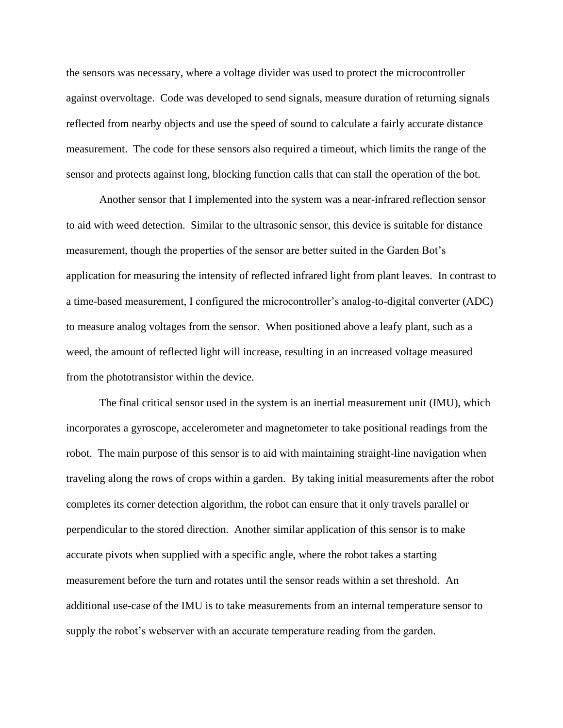the sensors was necessary, where a voltage divider was used to protect the microcontroller against overvoltage. Code was developed to send signals, measure duration of returning signals reflected from nearby objects and use the speed of sound to calculate a fairly accurate distance measurement. The code for these sensors also required a timeout, which limits the range of the sensor and protects against long, blocking function calls that can stall the operation of the bot.

Another sensor that I implemented into the system was a near-infrared reflection sensor to aid with weed detection. Similar to the ultrasonic sensor, this device is suitable for distance measurement, though the properties of the sensor are better suited in the Garden Bot's application for measuring the intensity of reflected infrared light from plant leaves. In contrast to a time-based measurement, I configured the microcontroller's analog-to-digital converter (ADC) to measure analog voltages from the sensor. When positioned above a leafy plant, such as a weed, the amount of reflected light will increase, resulting in an increased voltage measured from the phototransistor within the device.

The final critical sensor used in the system is an inertial measurement unit (IMU), which incorporates a gyroscope, accelerometer and magnetometer to take positional readings from the robot. The main purpose of this sensor is to aid with maintaining straight-line navigation when traveling along the rows of crops within a garden. By taking initial measurements after the robot completes its corner detection algorithm, the robot can ensure that it only travels parallel or perpendicular to the stored direction. Another similar application of this sensor is to make accurate pivots when supplied with a specific angle, where the robot takes a starting measurement before the turn and rotates until the sensor reads within a set threshold. An additional use-case of the IMU is to take measurements from an internal temperature sensor to supply the robot's webserver with an accurate temperature reading from the garden.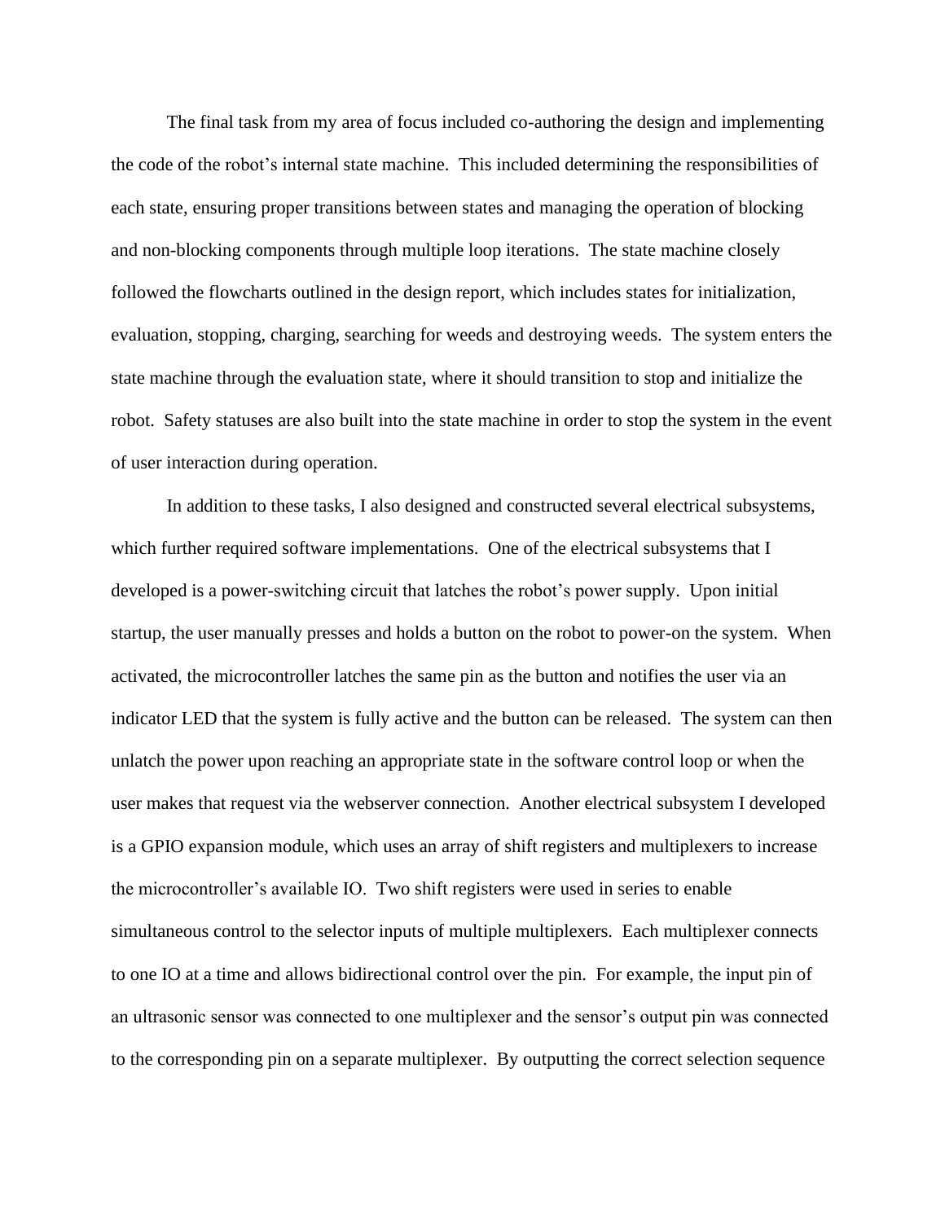The final task from my area of focus included co-authoring the design and implementing the code of the robot's internal state machine. This included determining the responsibilities of each state, ensuring proper transitions between states and managing the operation of blocking and non-blocking components through multiple loop iterations. The state machine closely followed the flowcharts outlined in the design report, which includes states for initialization, evaluation, stopping, charging, searching for weeds and destroying weeds. The system enters the state machine through the evaluation state, where it should transition to stop and initialize the robot. Safety statuses are also built into the state machine in order to stop the system in the event of user interaction during operation.

In addition to these tasks, I also designed and constructed several electrical subsystems, which further required software implementations. One of the electrical subsystems that I developed is a power-switching circuit that latches the robot's power supply. Upon initial startup, the user manually presses and holds a button on the robot to power-on the system. When activated, the microcontroller latches the same pin as the button and notifies the user via an indicator LED that the system is fully active and the button can be released. The system can then unlatch the power upon reaching an appropriate state in the software control loop or when the user makes that request via the webserver connection. Another electrical subsystem I developed is a GPIO expansion module, which uses an array of shift registers and multiplexers to increase the microcontroller's available IO. Two shift registers were used in series to enable simultaneous control to the selector inputs of multiple multiplexers. Each multiplexer connects to one IO at a time and allows bidirectional control over the pin. For example, the input pin of an ultrasonic sensor was connected to one multiplexer and the sensor's output pin was connected to the corresponding pin on a separate multiplexer. By outputting the correct selection sequence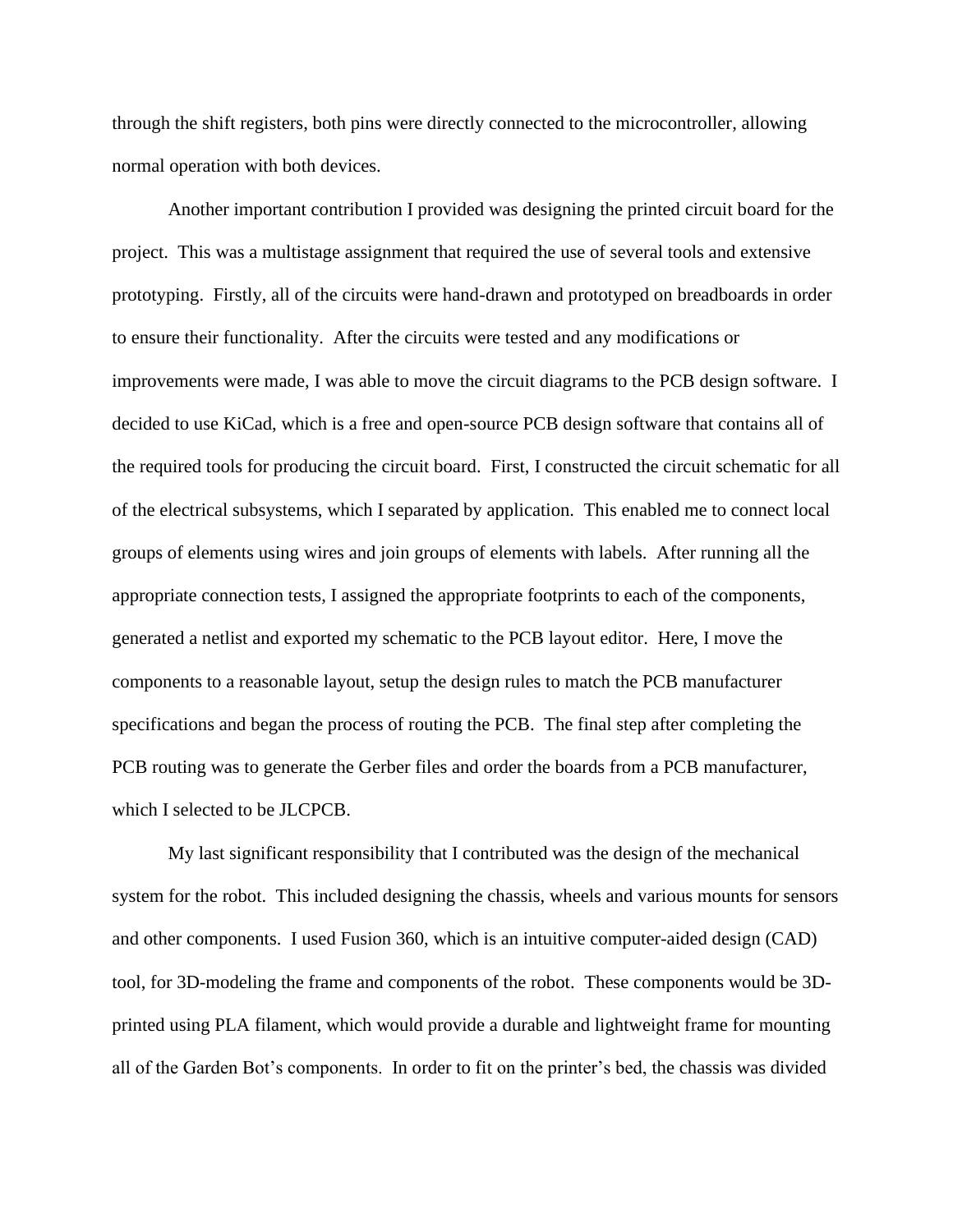through the shift registers, both pins were directly connected to the microcontroller, allowing normal operation with both devices.

Another important contribution I provided was designing the printed circuit board for the project. This was a multistage assignment that required the use of several tools and extensive prototyping. Firstly, all of the circuits were hand-drawn and prototyped on breadboards in order to ensure their functionality. After the circuits were tested and any modifications or improvements were made, I was able to move the circuit diagrams to the PCB design software. I decided to use KiCad, which is a free and open-source PCB design software that contains all of the required tools for producing the circuit board. First, I constructed the circuit schematic for all of the electrical subsystems, which I separated by application. This enabled me to connect local groups of elements using wires and join groups of elements with labels. After running all the appropriate connection tests, I assigned the appropriate footprints to each of the components, generated a netlist and exported my schematic to the PCB layout editor. Here, I move the components to a reasonable layout, setup the design rules to match the PCB manufacturer specifications and began the process of routing the PCB. The final step after completing the PCB routing was to generate the Gerber files and order the boards from a PCB manufacturer, which I selected to be JLCPCB.

My last significant responsibility that I contributed was the design of the mechanical system for the robot. This included designing the chassis, wheels and various mounts for sensors and other components. I used Fusion 360, which is an intuitive computer-aided design (CAD) tool, for 3D-modeling the frame and components of the robot. These components would be 3D-printed using PLA filament, which would provide a durable and lightweight frame for mounting all of the Garden Bot's components. In order to fit on the printer's bed, the chassis was divided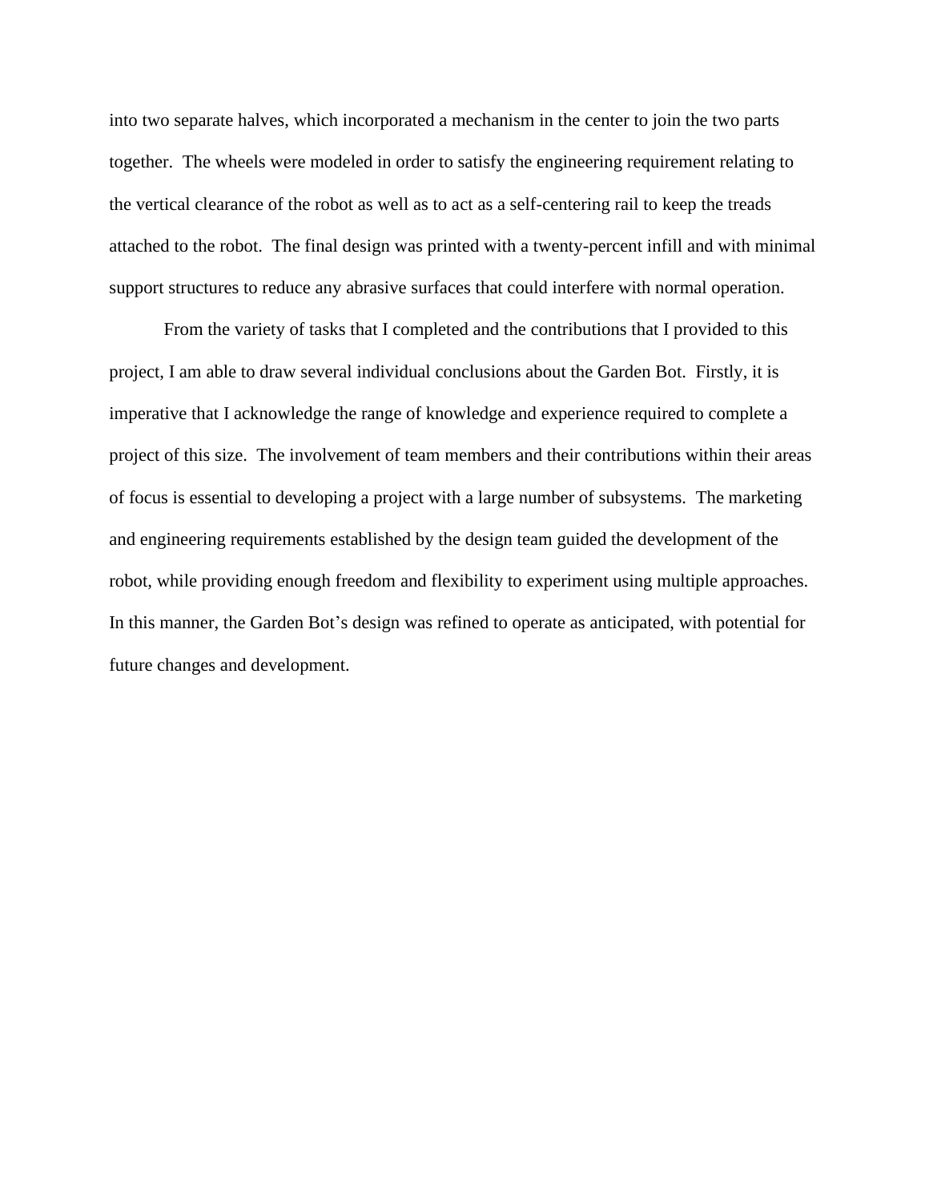into two separate halves, which incorporated a mechanism in the center to join the two parts together. The wheels were modeled in order to satisfy the engineering requirement relating to the vertical clearance of the robot as well as to act as a self-centering rail to keep the treads attached to the robot. The final design was printed with a twenty-percent infill and with minimal support structures to reduce any abrasive surfaces that could interfere with normal operation.

From the variety of tasks that I completed and the contributions that I provided to this project, I am able to draw several individual conclusions about the Garden Bot. Firstly, it is imperative that I acknowledge the range of knowledge and experience required to complete a project of this size. The involvement of team members and their contributions within their areas of focus is essential to developing a project with a large number of subsystems. The marketing and engineering requirements established by the design team guided the development of the robot, while providing enough freedom and flexibility to experiment using multiple approaches. In this manner, the Garden Bot's design was refined to operate as anticipated, with potential for future changes and development.